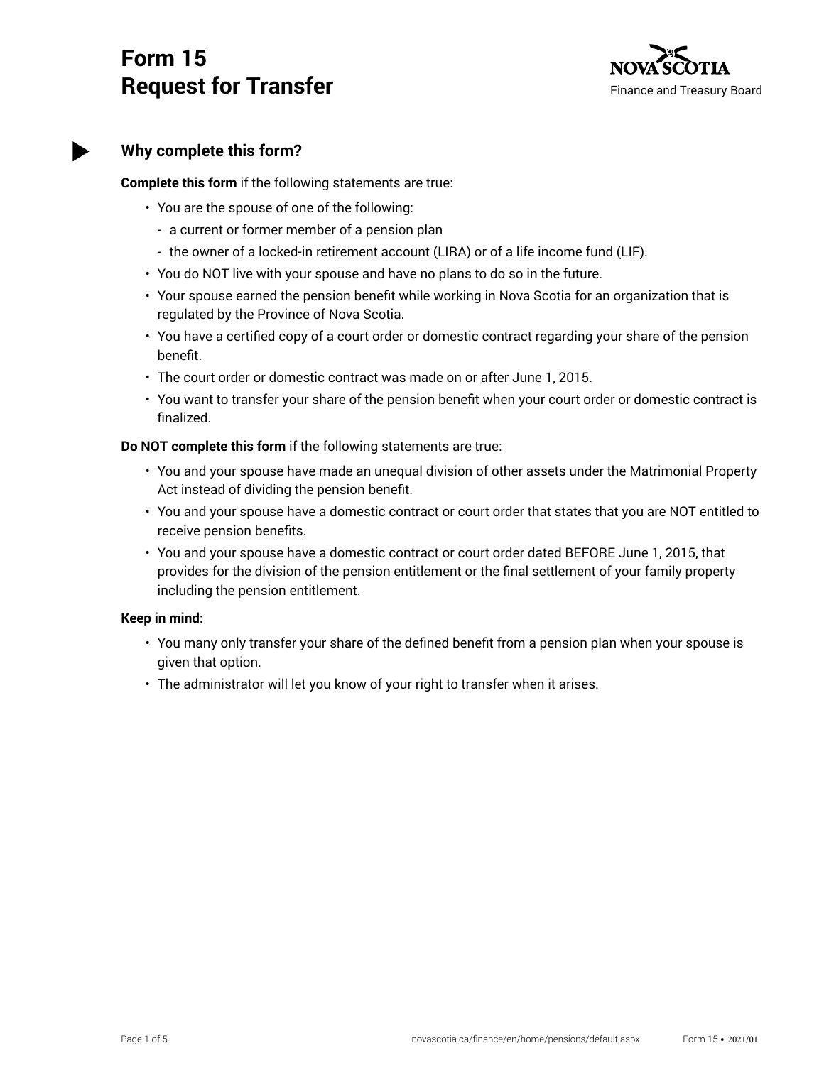# Form 15
# Request for Transfer

Nova Scotia
Finance and Treasury Board

## Why complete this form?

**Complete this form** if the following statements are true:

- You are the spouse of one of the following:
  - a current or former member of a pension plan
  - the owner of a locked-in retirement account (LIRA) or of a life income fund (LIF).
- You do NOT live with your spouse and have no plans to do so in the future.
- Your spouse earned the pension benefit while working in Nova Scotia for an organization that is regulated by the Province of Nova Scotia.
- You have a certified copy of a court order or domestic contract regarding your share of the pension benefit.
- The court order or domestic contract was made on or after June 1, 2015.
- You want to transfer your share of the pension benefit when your court order or domestic contract is finalized.

**Do NOT complete this form** if the following statements are true:

- You and your spouse have made an unequal division of other assets under the Matrimonial Property Act instead of dividing the pension benefit.
- You and your spouse have a domestic contract or court order that states that you are NOT entitled to receive pension benefits.
- You and your spouse have a domestic contract or court order dated BEFORE June 1, 2015, that provides for the division of the pension entitlement or the final settlement of your family property including the pension entitlement.

**Keep in mind:**

- You many only transfer your share of the defined benefit from a pension plan when your spouse is given that option.
- The administrator will let you know of your right to transfer when it arises.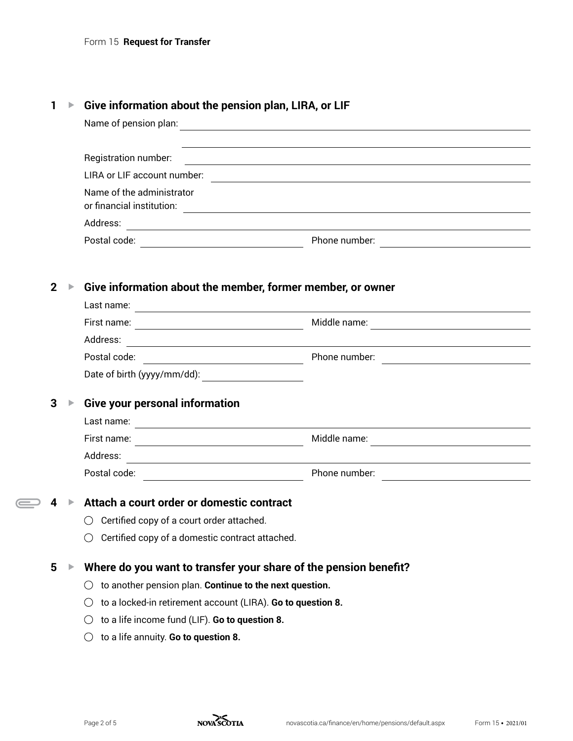Form 15 **Request for Transfer**

## 1 ▸ Give information about the pension plan, LIRA, or LIF

Name of pension plan: ______________________________

______________________________

Registration number: ______________________________

LIRA or LIF account number: ______________________________

Name of the administrator or financial institution: ______________________________

Address: ______________________________

Postal code: ______________________________ Phone number: ______________________________

## 2 ▸ Give information about the member, former member, or owner

Last name: ______________________________

First name: ______________________________ Middle name: ______________________________

Address: ______________________________

Postal code: ______________________________ Phone number: ______________________________

Date of birth (yyyy/mm/dd): ______________________________

## 3 ▸ Give your personal information

Last name: ______________________________

First name: ______________________________ Middle name: ______________________________

Address: ______________________________

Postal code: ______________________________ Phone number: ______________________________

## 4 ▸ Attach a court order or domestic contract

- ○ Certified copy of a court order attached.
- ○ Certified copy of a domestic contract attached.

## 5 ▸ Where do you want to transfer your share of the pension benefit?

- ○ to another pension plan. **Continue to the next question.**
- ○ to a locked-in retirement account (LIRA). **Go to question 8.**
- ○ to a life income fund (LIF). **Go to question 8.**
- ○ to a life annuity. **Go to question 8.**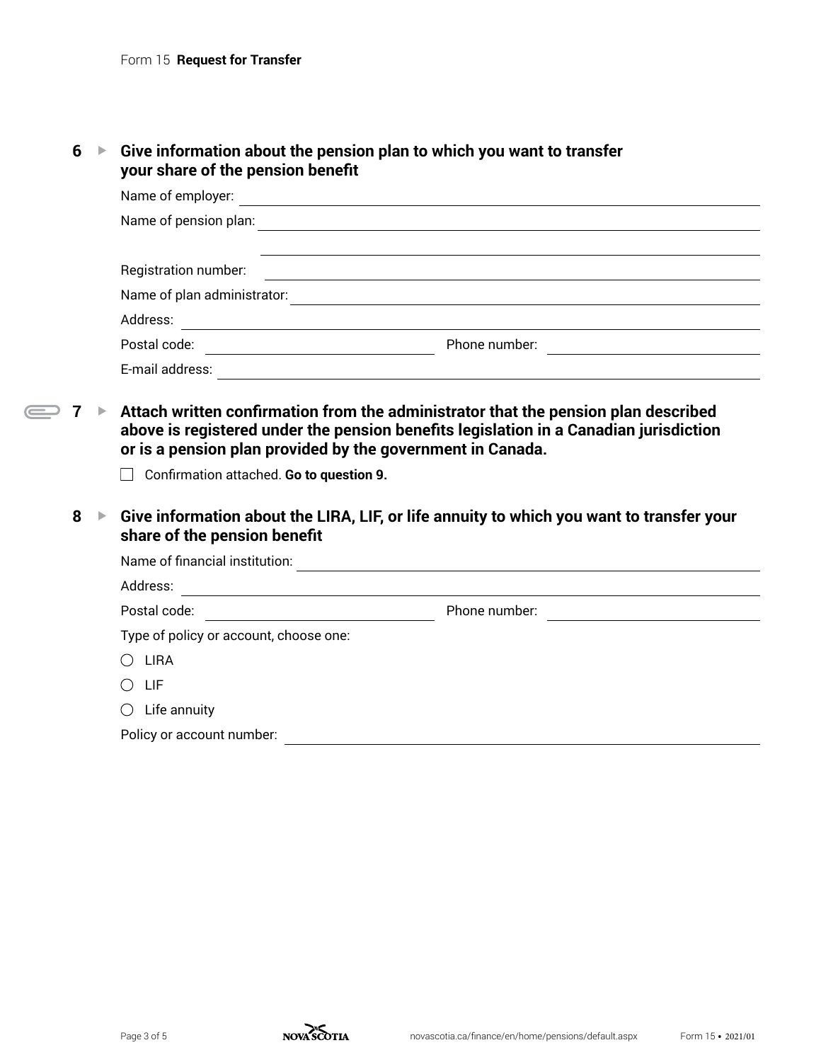**6 ▸ Give information about the pension plan to which you want to transfer your share of the pension benefit**

Name of employer: ______________________________

Name of pension plan: ______________________________

______________________________

Registration number: ______________________________

Name of plan administrator: ______________________________

Address: ______________________________

Postal code: ______________ Phone number: ______________

E-mail address: ______________________________

**7 ▸ Attach written confirmation from the administrator that the pension plan described above is registered under the pension benefits legislation in a Canadian jurisdiction or is a pension plan provided by the government in Canada.**

☐ Confirmation attached. **Go to question 9.**

**8 ▸ Give information about the LIRA, LIF, or life annuity to which you want to transfer your share of the pension benefit**

Name of financial institution: ______________________________

Address: ______________________________

Postal code: ______________ Phone number: ______________

Type of policy or account, choose one:

- ○ LIRA
- ○ LIF
- ○ Life annuity

Policy or account number: ______________________________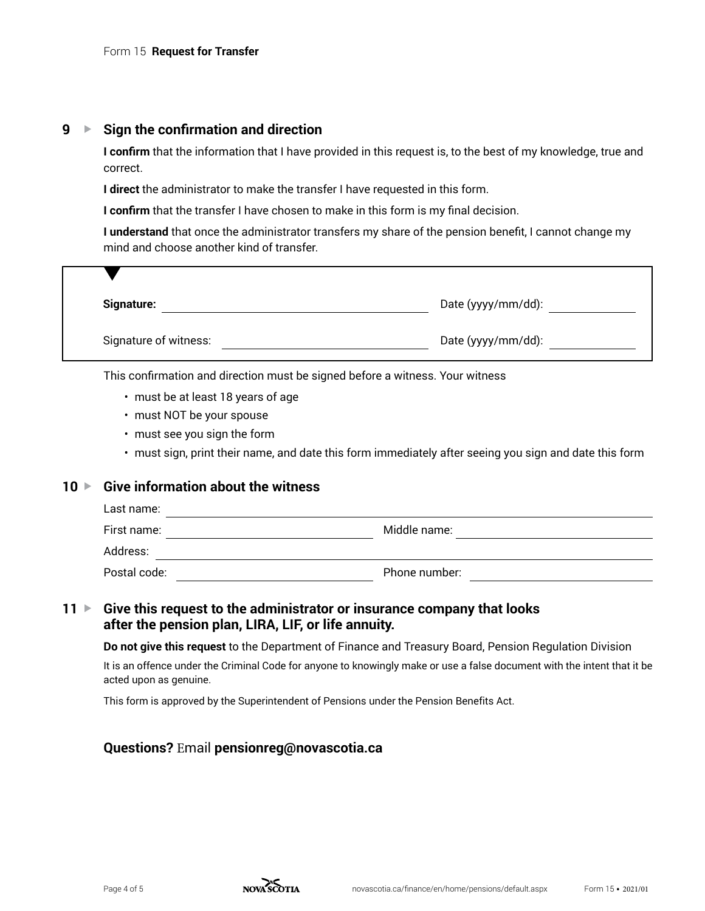## 9 ▸ Sign the confirmation and direction

**I confirm** that the information that I have provided in this request is, to the best of my knowledge, true and correct.

**I direct** the administrator to make the transfer I have requested in this form.

**I confirm** that the transfer I have chosen to make in this form is my final decision.

**I understand** that once the administrator transfers my share of the pension benefit, I cannot change my mind and choose another kind of transfer.

**Signature:** ______________________ Date (yyyy/mm/dd): ____________

Signature of witness: ______________________ Date (yyyy/mm/dd): ____________

This confirmation and direction must be signed before a witness. Your witness

- must be at least 18 years of age
- must NOT be your spouse
- must see you sign the form
- must sign, print their name, and date this form immediately after seeing you sign and date this form

## 10 ▸ Give information about the witness

Last name: ______________________

First name: ______________________ Middle name: ______________________

Address: ______________________

Postal code: ______________________ Phone number: ______________________

## 11 ▸ Give this request to the administrator or insurance company that looks after the pension plan, LIRA, LIF, or life annuity.

**Do not give this request** to the Department of Finance and Treasury Board, Pension Regulation Division

It is an offence under the Criminal Code for anyone to knowingly make or use a false document with the intent that it be acted upon as genuine.

This form is approved by the Superintendent of Pensions under the Pension Benefits Act.

**Questions?** Email **pensionreg@novascotia.ca**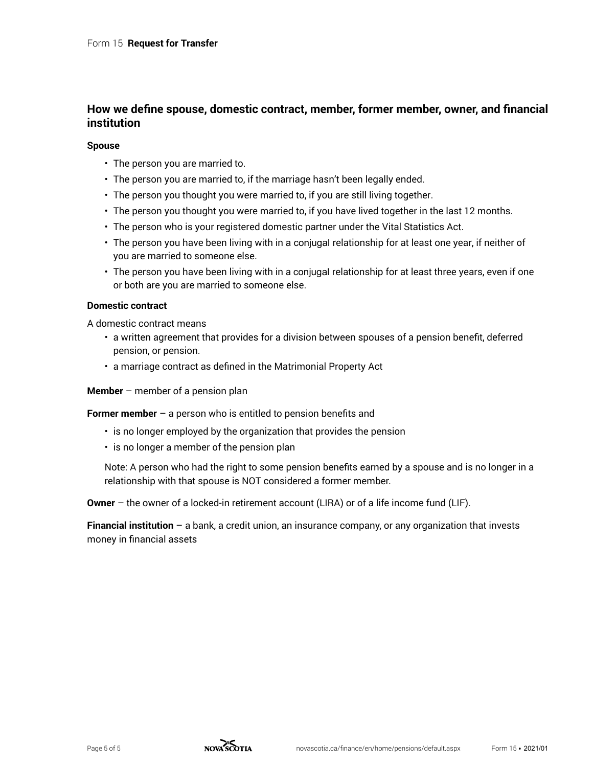## How we define spouse, domestic contract, member, former member, owner, and financial institution

**Spouse**

- The person you are married to.
- The person you are married to, if the marriage hasn't been legally ended.
- The person you thought you were married to, if you are still living together.
- The person you thought you were married to, if you have lived together in the last 12 months.
- The person who is your registered domestic partner under the Vital Statistics Act.
- The person you have been living with in a conjugal relationship for at least one year, if neither of you are married to someone else.
- The person you have been living with in a conjugal relationship for at least three years, even if one or both are you are married to someone else.

**Domestic contract**

A domestic contract means

- a written agreement that provides for a division between spouses of a pension benefit, deferred pension, or pension.
- a marriage contract as defined in the Matrimonial Property Act

**Member** – member of a pension plan

**Former member** – a person who is entitled to pension benefits and

- is no longer employed by the organization that provides the pension
- is no longer a member of the pension plan

Note: A person who had the right to some pension benefits earned by a spouse and is no longer in a relationship with that spouse is NOT considered a former member.

**Owner** – the owner of a locked-in retirement account (LIRA) or of a life income fund (LIF).

**Financial institution** – a bank, a credit union, an insurance company, or any organization that invests money in financial assets